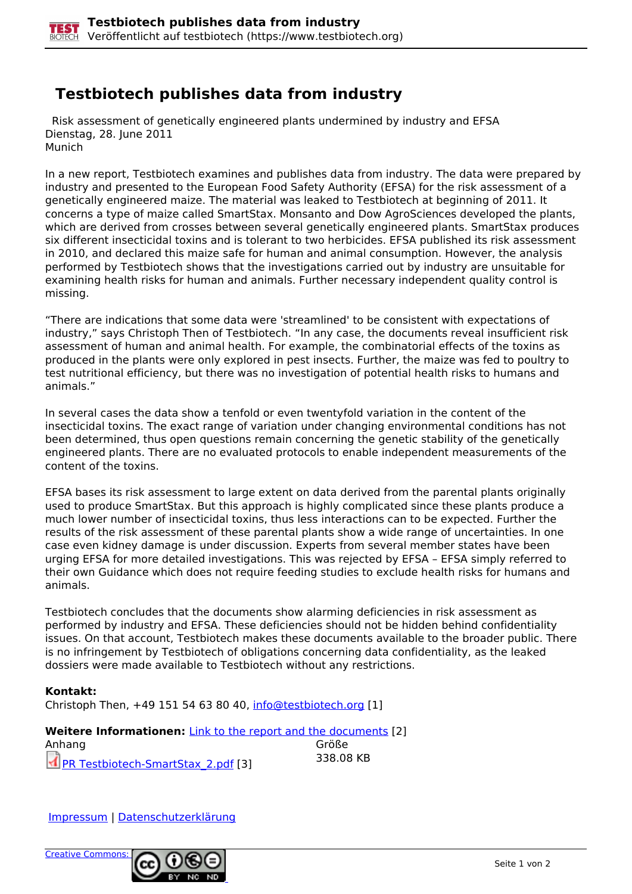# Testbiotech publishes data from industry

Risk assessment of genetically engineered plants undermined by industry and EFSA
Dienstag, 28. June 2011
Munich

In a new report, Testbiotech examines and publishes data from industry. The data were prepared by industry and presented to the European Food Safety Authority (EFSA) for the risk assessment of a genetically engineered maize. The material was leaked to Testbiotech at beginning of 2011. It concerns a type of maize called SmartStax. Monsanto and Dow AgroSciences developed the plants, which are derived from crosses between several genetically engineered plants. SmartStax produces six different insecticidal toxins and is tolerant to two herbicides. EFSA published its risk assessment in 2010, and declared this maize safe for human and animal consumption. However, the analysis performed by Testbiotech shows that the investigations carried out by industry are unsuitable for examining health risks for human and animals. Further necessary independent quality control is missing.

“There are indications that some data were 'streamlined' to be consistent with expectations of industry,” says Christoph Then of Testbiotech. “In any case, the documents reveal insufficient risk assessment of human and animal health. For example, the combinatorial effects of the toxins as produced in the plants were only explored in pest insects. Further, the maize was fed to poultry to test nutritional efficiency, but there was no investigation of potential health risks to humans and animals.”

In several cases the data show a tenfold or even twentyfold variation in the content of the insecticidal toxins. The exact range of variation under changing environmental conditions has not been determined, thus open questions remain concerning the genetic stability of the genetically engineered plants. There are no evaluated protocols to enable independent measurements of the content of the toxins.

EFSA bases its risk assessment to large extent on data derived from the parental plants originally used to produce SmartStax. But this approach is highly complicated since these plants produce a much lower number of insecticidal toxins, thus less interactions can to be expected. Further the results of the risk assessment of these parental plants show a wide range of uncertainties. In one case even kidney damage is under discussion. Experts from several member states have been urging EFSA for more detailed investigations. This was rejected by EFSA – EFSA simply referred to their own Guidance which does not require feeding studies to exclude health risks for humans and animals.

Testbiotech concludes that the documents show alarming deficiencies in risk assessment as performed by industry and EFSA. These deficiencies should not be hidden behind confidentiality issues. On that account, Testbiotech makes these documents available to the broader public. There is no infringement by Testbiotech of obligations concerning data confidentiality, as the leaked dossiers were made available to Testbiotech without any restrictions.

**Kontakt:**
Christoph Then, +49 151 54 63 80 40, info@testbiotech.org [1]

**Weitere Informationen:** Link to the report and the documents [2]

| Anhang | Größe |
|---|---|
| PR Testbiotech-SmartStax_2.pdf [3] | 338.08 KB |

Impressum | Datenschutzerklärung

Creative Commons: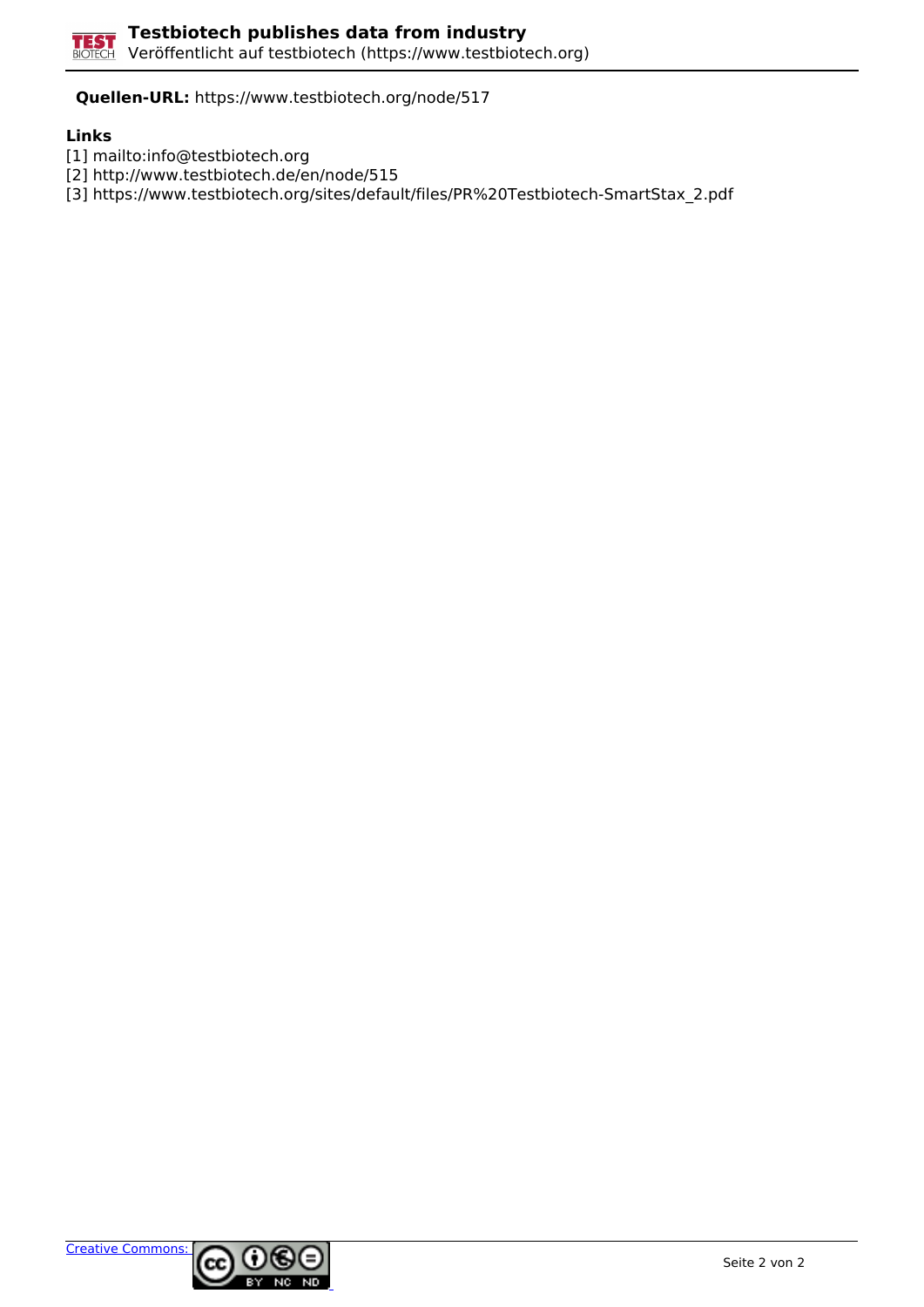**Quellen-URL:** https://www.testbiotech.org/node/517

**Links**

[1] mailto:info@testbiotech.org
[2] http://www.testbiotech.de/en/node/515
[3] https://www.testbiotech.org/sites/default/files/PR%20Testbiotech-SmartStax_2.pdf